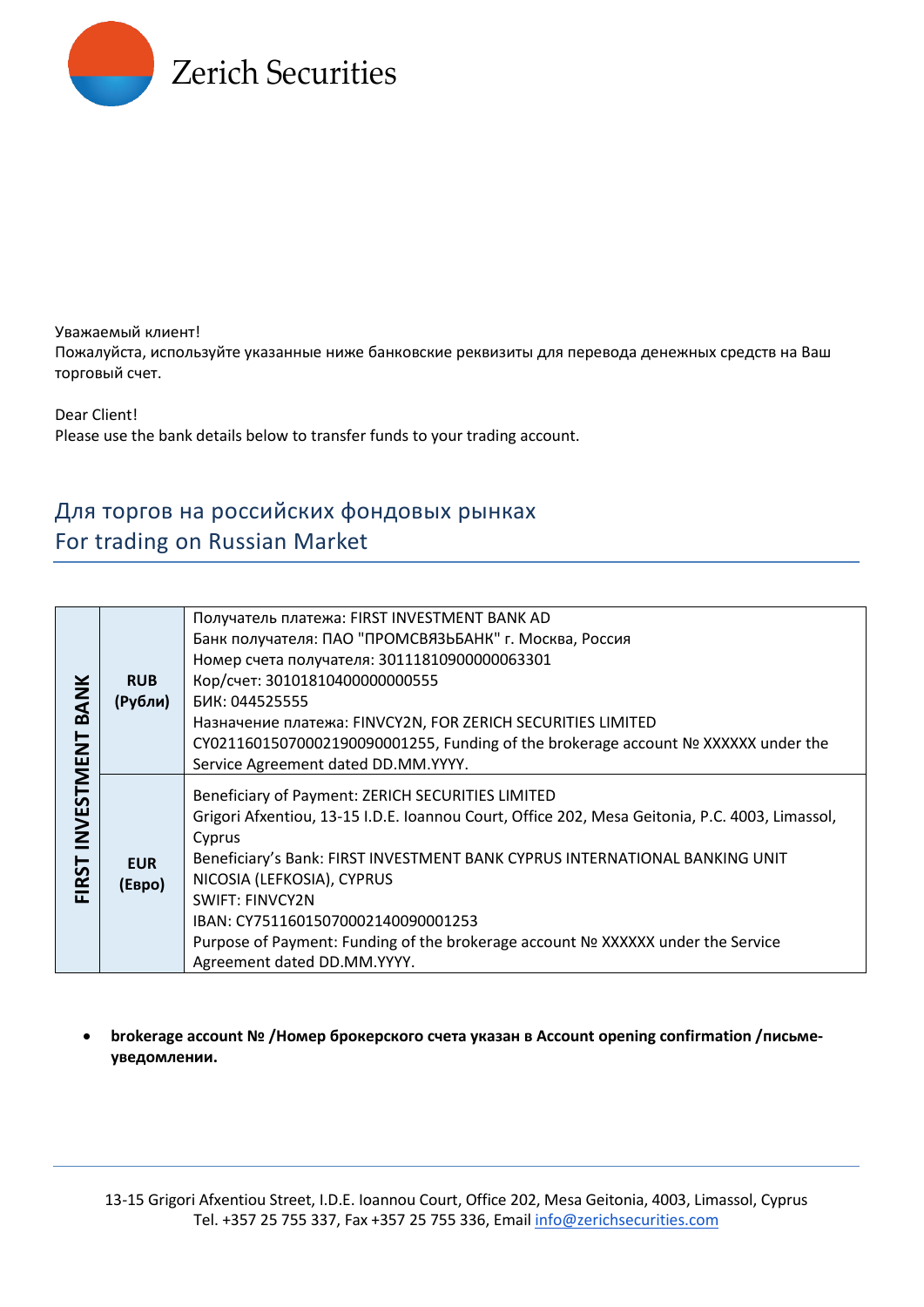Zerich Securities

Уважаемый клиент!
Пожалуйста, используйте указанные ниже банковские реквизиты для перевода денежных средств на Ваш торговый счет.

Dear Client!
Please use the bank details below to transfer funds to your trading account.

## Для торгов на российских фондовых рынках
## For trading on Russian Market

| | | |
|---|---|---|
| **FIRST INVESTMENT BANK** | **RUB (Рубли)** | Получатель платежа: FIRST INVESTMENT BANK AD<br>Банк получателя: ПАО "ПРОМСВЯЗЬБАНК" г. Москва, Россия<br>Номер счета получателя: 30111810900000063301<br>Кор/счет: 30101810400000000555<br>БИК: 044525555<br>Назначение платежа: FINVCY2N, FOR ZERICH SECURITIES LIMITED CY02116015070002190090001255, Funding of the brokerage account № XXXXXX under the Service Agreement dated DD.MM.YYYY. |
| | **EUR (Евро)** | Beneficiary of Payment: ZERICH SECURITIES LIMITED<br>Grigori Afxentiou, 13-15 I.D.E. Ioannou Court, Office 202, Mesa Geitonia, P.C. 4003, Limassol, Cyprus<br>Beneficiary's Bank: FIRST INVESTMENT BANK CYPRUS INTERNATIONAL BANKING UNIT NICOSIA (LEFKOSIA), CYPRUS<br>SWIFT: FINVCY2N<br>IBAN: CY75116015070002140090001253<br>Purpose of Payment: Funding of the brokerage account № XXXXXX under the Service Agreement dated DD.MM.YYYY. |

- **brokerage account № /Номер брокерского счета указан в Account opening confirmation /письме-уведомлении.**

13-15 Grigori Afxentiou Street, I.D.E. Ioannou Court, Office 202, Mesa Geitonia, 4003, Limassol, Cyprus
Tel. +357 25 755 337, Fax +357 25 755 336, Email info@zerichsecurities.com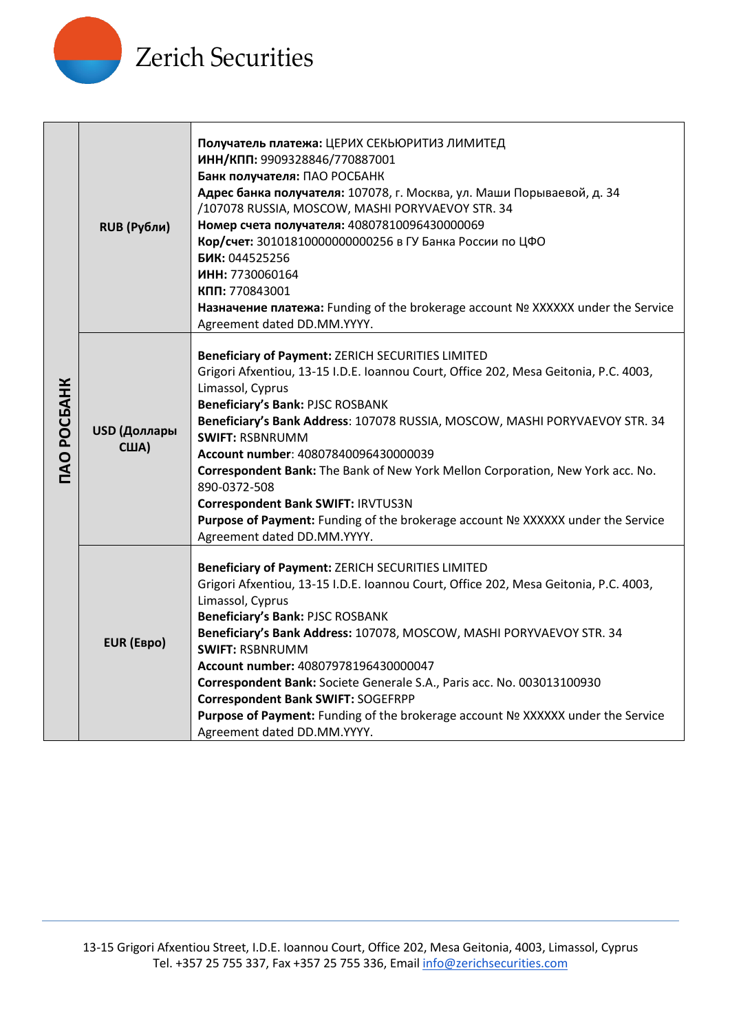| ПАО РОСБАНК | | |
|---|---|---|
| ПАО РОСБАНК | RUB (Рубли) | **Получатель платежа:** ЦЕРИХ СЕКЬЮРИТИЗ ЛИМИТЕД<br>**ИНН/КПП:** 9909328846/770887001<br>**Банк получателя:** ПАО РОСБАНК<br>**Адрес банка получателя:** 107078, г. Москва, ул. Маши Порываевой, д. 34 /107078 RUSSIA, MOSCOW, MASHI PORYVAEVOY STR. 34<br>**Номер счета получателя:** 40807810096430000069<br>**Кор/счет:** 30101810000000000256 в ГУ Банка России по ЦФО<br>**БИК:** 044525256<br>**ИНН:** 7730060164<br>**КПП:** 770843001<br>**Назначение платежа:** Funding of the brokerage account № XXXXXX under the Service Agreement dated DD.MM.YYYY. |
| | USD (Доллары США) | **Beneficiary of Payment:** ZERICH SECURITIES LIMITED<br>Grigori Afxentiou, 13-15 I.D.E. Ioannou Court, Office 202, Mesa Geitonia, P.C. 4003, Limassol, Cyprus<br>**Beneficiary's Bank:** PJSC ROSBANK<br>**Beneficiary's Bank Address**: 107078 RUSSIA, MOSCOW, MASHI PORYVAEVOY STR. 34<br>**SWIFT:** RSBNRUMM<br>**Account number**: 40807840096430000039<br>**Correspondent Bank:** The Bank of New York Mellon Corporation, New York acc. No. 890-0372-508<br>**Correspondent Bank SWIFT:** IRVTUS3N<br>**Purpose of Payment:** Funding of the brokerage account № XXXXXX under the Service Agreement dated DD.MM.YYYY. |
| | EUR (Евро) | **Beneficiary of Payment:** ZERICH SECURITIES LIMITED<br>Grigori Afxentiou, 13-15 I.D.E. Ioannou Court, Office 202, Mesa Geitonia, P.C. 4003, Limassol, Cyprus<br>**Beneficiary's Bank:** PJSC ROSBANK<br>**Beneficiary's Bank Address:** 107078, MOSCOW, MASHI PORYVAEVOY STR. 34<br>**SWIFT:** RSBNRUMM<br>**Account number:** 40807978196430000047<br>**Correspondent Bank:** Societe Generale S.A., Paris acc. No. 003013100930<br>**Correspondent Bank SWIFT:** SOGEFRPP<br>**Purpose of Payment:** Funding of the brokerage account № XXXXXX under the Service Agreement dated DD.MM.YYYY. |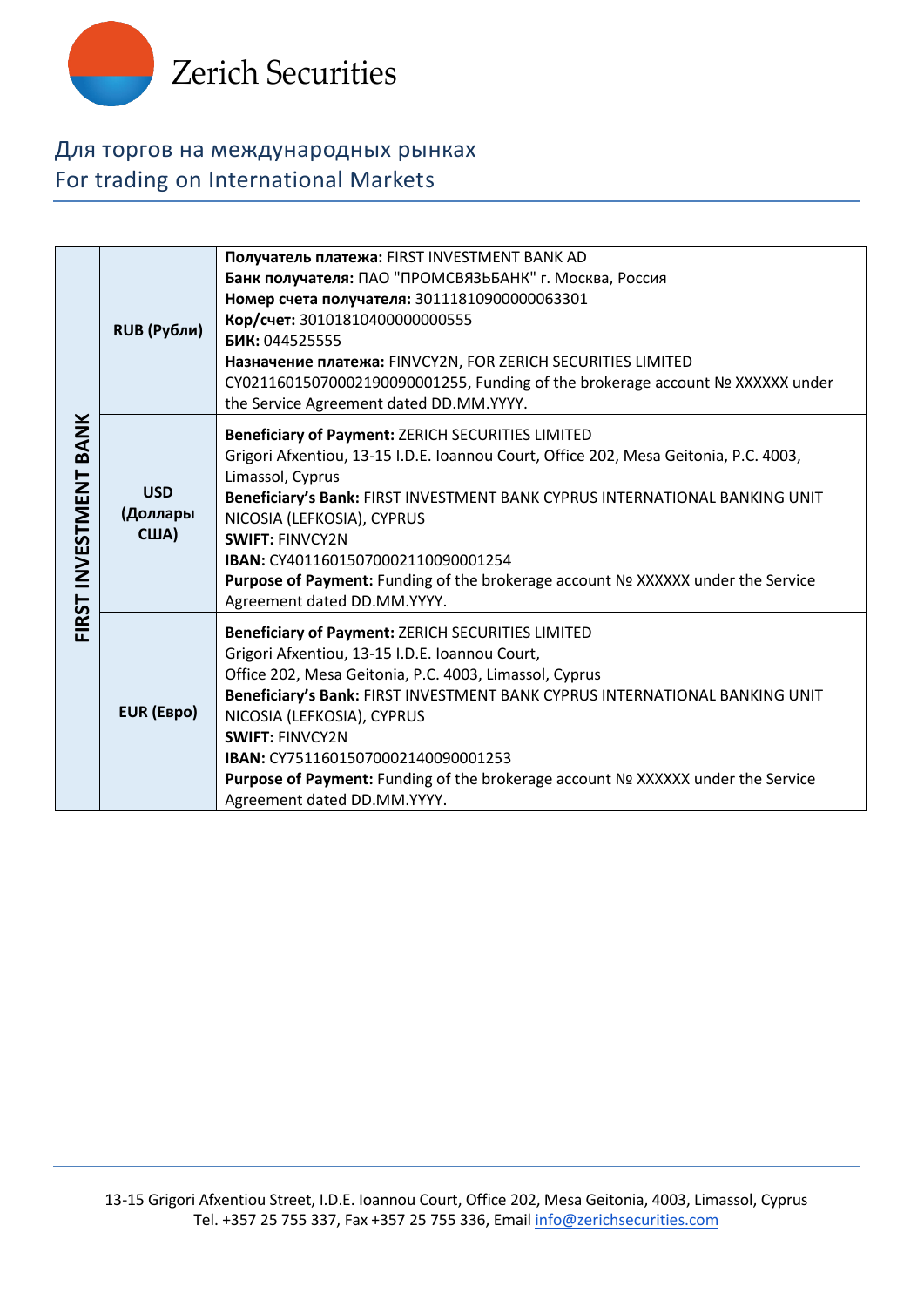Zerich Securities

## Для торгов на международных рынках
## For trading on International Markets

| | | |
|---|---|---|
| **FIRST INVESTMENT BANK** | **RUB (Рубли)** | **Получатель платежа:** FIRST INVESTMENT BANK AD<br>**Банк получателя:** ПАО "ПРОМСВЯЗЬБАНК" г. Москва, Россия<br>**Номер счета получателя:** 30111810900000063301<br>**Кор/счет:** 30101810400000000555<br>**БИК:** 044525555<br>**Назначение платежа:** FINVCY2N, FOR ZERICH SECURITIES LIMITED CY02116015070002190090001255, Funding of the brokerage account № XXXXXX under the Service Agreement dated DD.MM.YYYY. |
| | **USD (Доллары США)** | **Beneficiary of Payment:** ZERICH SECURITIES LIMITED<br>Grigori Afxentiou, 13-15 I.D.E. Ioannou Court, Office 202, Mesa Geitonia, P.C. 4003, Limassol, Cyprus<br>**Beneficiary's Bank:** FIRST INVESTMENT BANK CYPRUS INTERNATIONAL BANKING UNIT NICOSIA (LEFKOSIA), CYPRUS<br>**SWIFT:** FINVCY2N<br>**IBAN:** CY40116015070002110090001254<br>**Purpose of Payment:** Funding of the brokerage account № XXXXXX under the Service Agreement dated DD.MM.YYYY. |
| | **EUR (Евро)** | **Beneficiary of Payment:** ZERICH SECURITIES LIMITED<br>Grigori Afxentiou, 13-15 I.D.E. Ioannou Court,<br>Office 202, Mesa Geitonia, P.C. 4003, Limassol, Cyprus<br>**Beneficiary's Bank:** FIRST INVESTMENT BANK CYPRUS INTERNATIONAL BANKING UNIT NICOSIA (LEFKOSIA), CYPRUS<br>**SWIFT:** FINVCY2N<br>**IBAN:** CY75116015070002140090001253<br>**Purpose of Payment:** Funding of the brokerage account № XXXXXX under the Service Agreement dated DD.MM.YYYY. |

13-15 Grigori Afxentiou Street, I.D.E. Ioannou Court, Office 202, Mesa Geitonia, 4003, Limassol, Cyprus
Tel. +357 25 755 337, Fax +357 25 755 336, Email info@zerichsecurities.com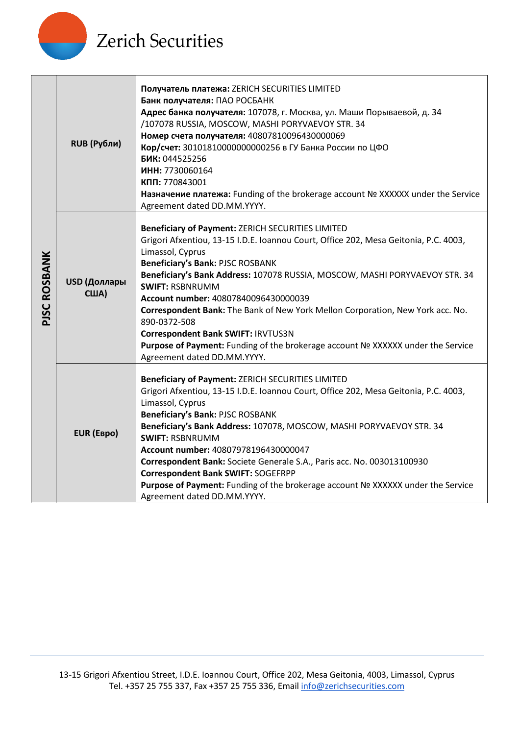Zerich Securities

| | | |
|---|---|---|
| **PJSC ROSBANK** | **RUB (Рубли)** | **Получатель платежа:** ZERICH SECURITIES LIMITED<br>**Банк получателя:** ПАО РОСБАНК<br>**Адрес банка получателя:** 107078, г. Москва, ул. Маши Порываевой, д. 34 /107078 RUSSIA, MOSCOW, MASHI PORYVAEVOY STR. 34<br>**Номер счета получателя:** 40807810096430000069<br>**Кор/счет:** 30101810000000000256 в ГУ Банка России по ЦФО<br>**БИК:** 044525256<br>**ИНН:** 7730060164<br>**КПП:** 770843001<br>**Назначение платежа:** Funding of the brokerage account № XXXXXX under the Service Agreement dated DD.MM.YYYY. |
| | **USD (Доллары США)** | **Beneficiary of Payment:** ZERICH SECURITIES LIMITED<br>Grigori Afxentiou, 13-15 I.D.E. Ioannou Court, Office 202, Mesa Geitonia, P.C. 4003, Limassol, Cyprus<br>**Beneficiary's Bank:** PJSC ROSBANK<br>**Beneficiary's Bank Address:** 107078 RUSSIA, MOSCOW, MASHI PORYVAEVOY STR. 34<br>**SWIFT:** RSBNRUMM<br>**Account number:** 40807840096430000039<br>**Correspondent Bank:** The Bank of New York Mellon Corporation, New York acc. No. 890-0372-508<br>**Correspondent Bank SWIFT:** IRVTUS3N<br>**Purpose of Payment:** Funding of the brokerage account № XXXXXX under the Service Agreement dated DD.MM.YYYY. |
| | **EUR (Евро)** | **Beneficiary of Payment:** ZERICH SECURITIES LIMITED<br>Grigori Afxentiou, 13-15 I.D.E. Ioannou Court, Office 202, Mesa Geitonia, P.C. 4003, Limassol, Cyprus<br>**Beneficiary's Bank:** PJSC ROSBANK<br>**Beneficiary's Bank Address:** 107078, MOSCOW, MASHI PORYVAEVOY STR. 34<br>**SWIFT:** RSBNRUMM<br>**Account number:** 40807978196430000047<br>**Correspondent Bank:** Societe Generale S.A., Paris acc. No. 003013100930<br>**Correspondent Bank SWIFT:** SOGEFRPP<br>**Purpose of Payment:** Funding of the brokerage account № XXXXXX under the Service Agreement dated DD.MM.YYYY. |

13-15 Grigori Afxentiou Street, I.D.E. Ioannou Court, Office 202, Mesa Geitonia, 4003, Limassol, Cyprus
Tel. +357 25 755 337, Fax +357 25 755 336, Email info@zerichsecurities.com